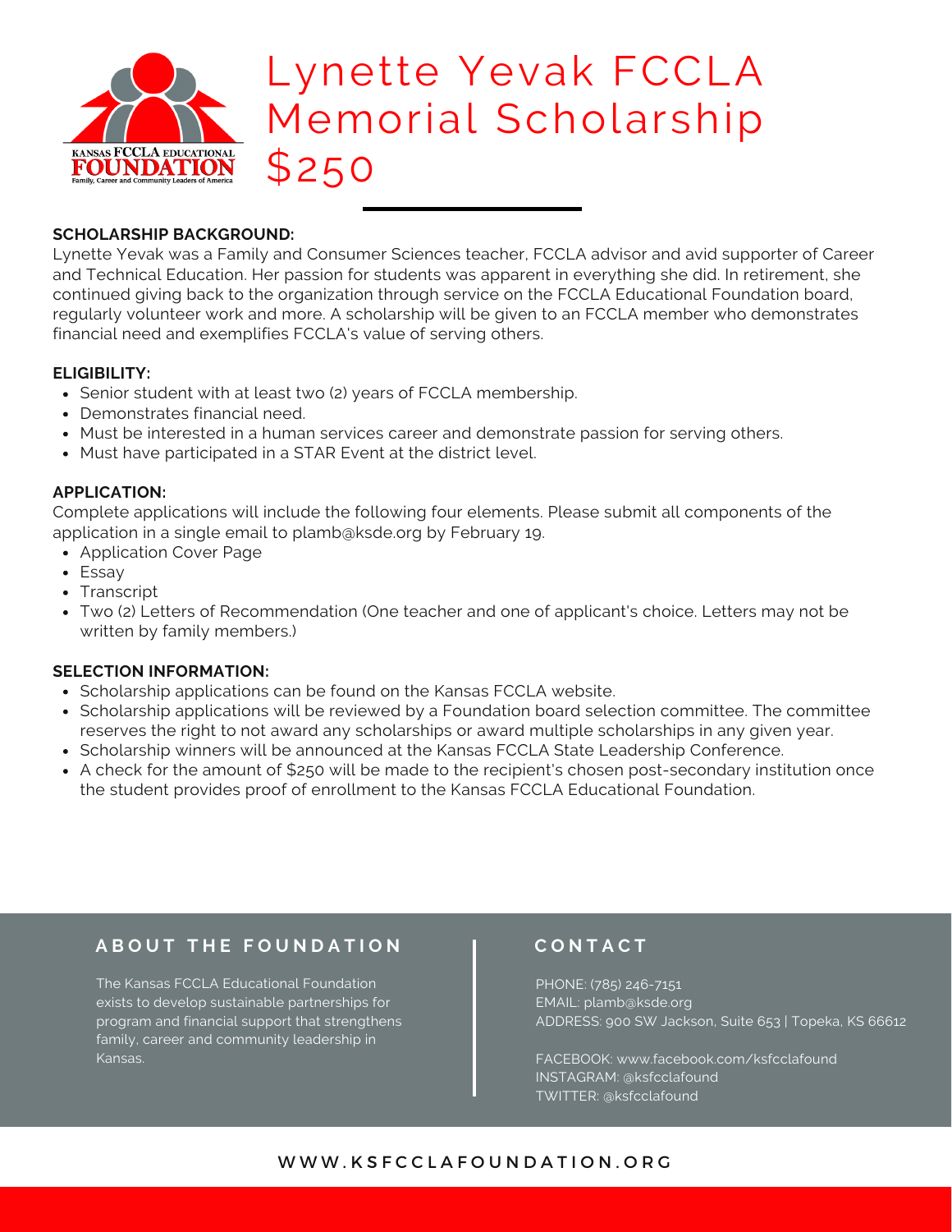# Lynette Yevak FCCLA Memorial Scholarship $250

**SCHOLARSHIP BACKGROUND:**

Lynette Yevak was a Family and Consumer Sciences teacher, FCCLA advisor and avid supporter of Career and Technical Education. Her passion for students was apparent in everything she did. In retirement, she continued giving back to the organization through service on the FCCLA Educational Foundation board, regularly volunteer work and more. A scholarship will be given to an FCCLA member who demonstrates financial need and exemplifies FCCLA's value of serving others.

**ELIGIBILITY:**

- Senior student with at least two (2) years of FCCLA membership.
- Demonstrates financial need.
- Must be interested in a human services career and demonstrate passion for serving others.
- Must have participated in a STAR Event at the district level.

**APPLICATION:**

Complete applications will include the following four elements. Please submit all components of the application in a single email to plamb@ksde.org by February 19.

- Application Cover Page
- Essay
- Transcript
- Two (2) Letters of Recommendation (One teacher and one of applicant's choice. Letters may not be written by family members.)

**SELECTION INFORMATION:**

- Scholarship applications can be found on the Kansas FCCLA website.
- Scholarship applications will be reviewed by a Foundation board selection committee. The committee reserves the right to not award any scholarships or award multiple scholarships in any given year.
- Scholarship winners will be announced at the Kansas FCCLA State Leadership Conference.
- A check for the amount of $250 will be made to the recipient's chosen post-secondary institution once the student provides proof of enrollment to the Kansas FCCLA Educational Foundation.

## ABOUT THE FOUNDATION

The Kansas FCCLA Educational Foundation exists to develop sustainable partnerships for program and financial support that strengthens family, career and community leadership in Kansas.

## CONTACT

PHONE: (785) 246-7151
EMAIL: plamb@ksde.org
ADDRESS: 900 SW Jackson, Suite 653 | Topeka, KS 66612

FACEBOOK: www.facebook.com/ksfcclafound
INSTAGRAM: @ksfcclafound
TWITTER: @ksfcclafound

WWW.KSFCCLAFOUNDATION.ORG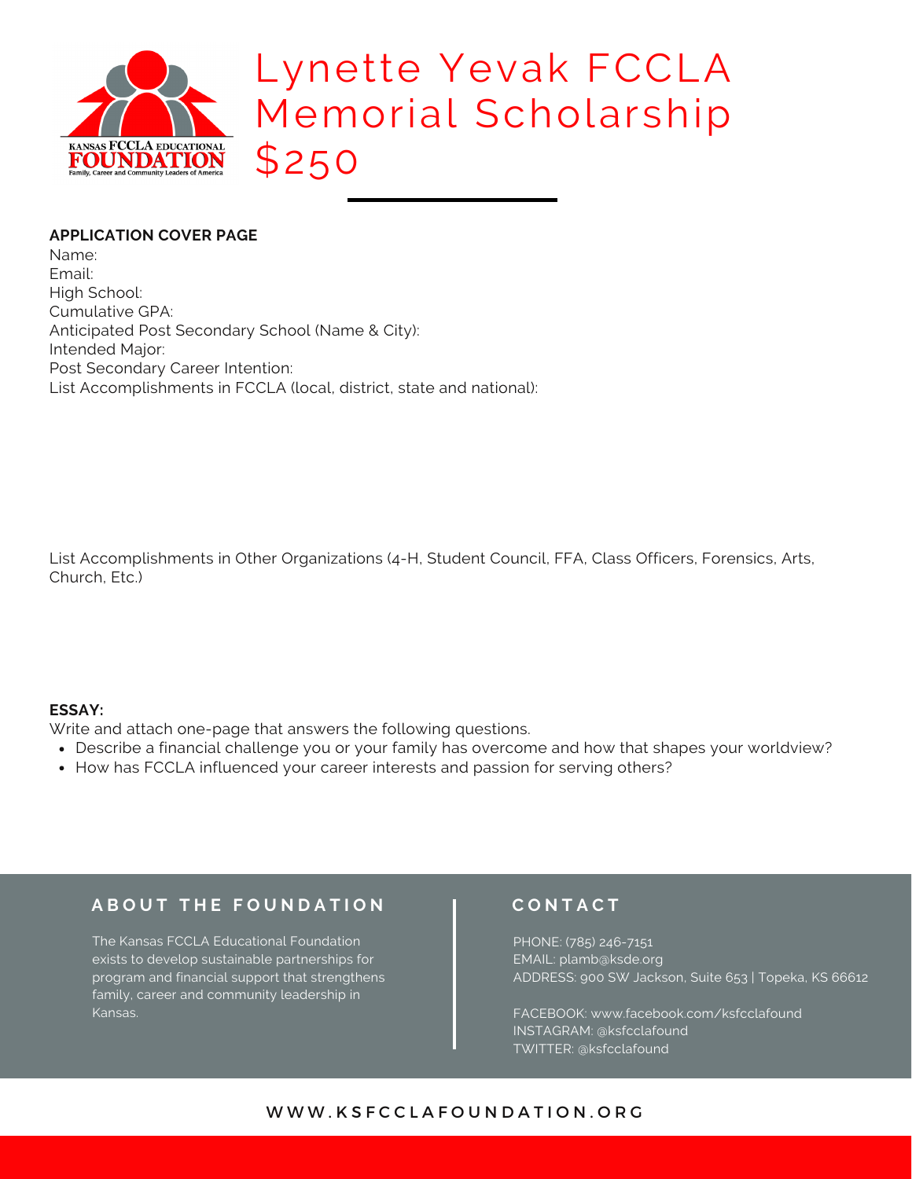# Lynette Yevak FCCLA Memorial Scholarship $250

**APPLICATION COVER PAGE**

Name:
Email:
High School:
Cumulative GPA:
Anticipated Post Secondary School (Name & City):
Intended Major:
Post Secondary Career Intention:
List Accomplishments in FCCLA (local, district, state and national):

List Accomplishments in Other Organizations (4-H, Student Council, FFA, Class Officers, Forensics, Arts, Church, Etc.)

**ESSAY:**

Write and attach one-page that answers the following questions.

- Describe a financial challenge you or your family has overcome and how that shapes your worldview?
- How has FCCLA influenced your career interests and passion for serving others?

## ABOUT THE FOUNDATION

The Kansas FCCLA Educational Foundation exists to develop sustainable partnerships for program and financial support that strengthens family, career and community leadership in Kansas.

## CONTACT

PHONE: (785) 246-7151
EMAIL: plamb@ksde.org
ADDRESS: 900 SW Jackson, Suite 653 | Topeka, KS 66612

FACEBOOK: www.facebook.com/ksfcclafound
INSTAGRAM: @ksfcclafound
TWITTER: @ksfcclafound

WWW.KSFCCLAFOUNDATION.ORG